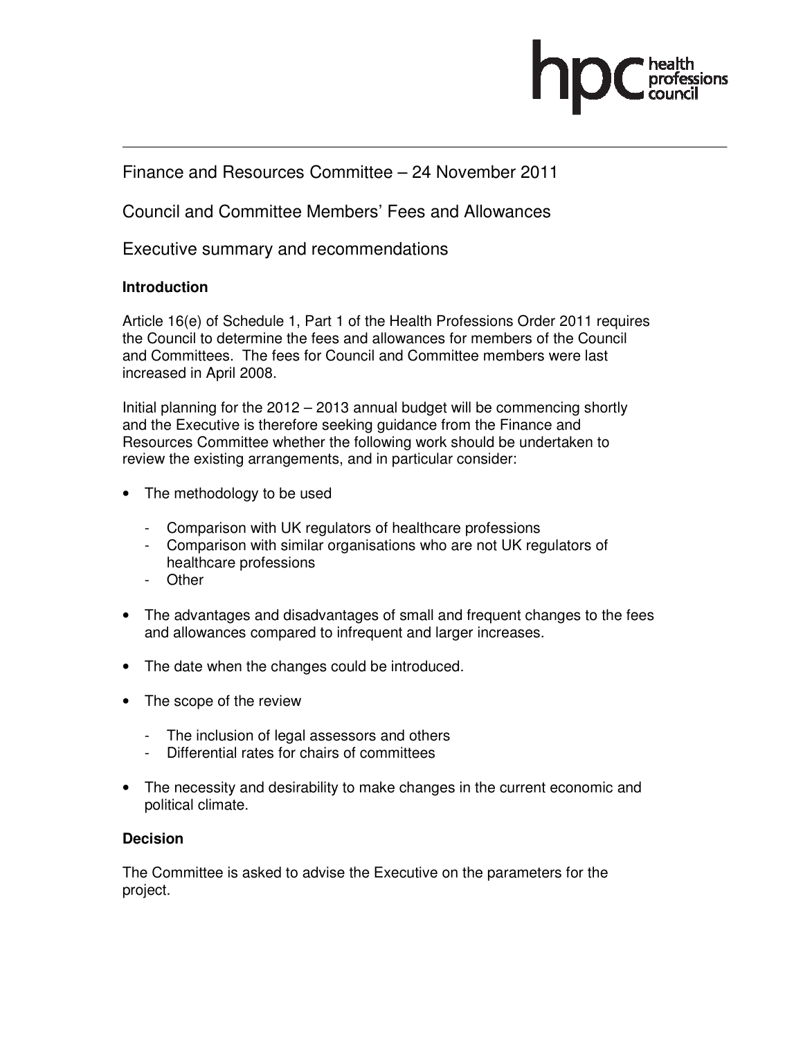Finance and Resources Committee – 24 November 2011

Council and Committee Members' Fees and Allowances

Executive summary and recommendations

**Introduction**

Article 16(e) of Schedule 1, Part 1 of the Health Professions Order 2011 requires the Council to determine the fees and allowances for members of the Council and Committees. The fees for Council and Committee members were last increased in April 2008.

Initial planning for the 2012 – 2013 annual budget will be commencing shortly and the Executive is therefore seeking guidance from the Finance and Resources Committee whether the following work should be undertaken to review the existing arrangements, and in particular consider:

- The methodology to be used
  - Comparison with UK regulators of healthcare professions
  - Comparison with similar organisations who are not UK regulators of healthcare professions
  - Other
- The advantages and disadvantages of small and frequent changes to the fees and allowances compared to infrequent and larger increases.
- The date when the changes could be introduced.
- The scope of the review
  - The inclusion of legal assessors and others
  - Differential rates for chairs of committees
- The necessity and desirability to make changes in the current economic and political climate.

**Decision**

The Committee is asked to advise the Executive on the parameters for the project.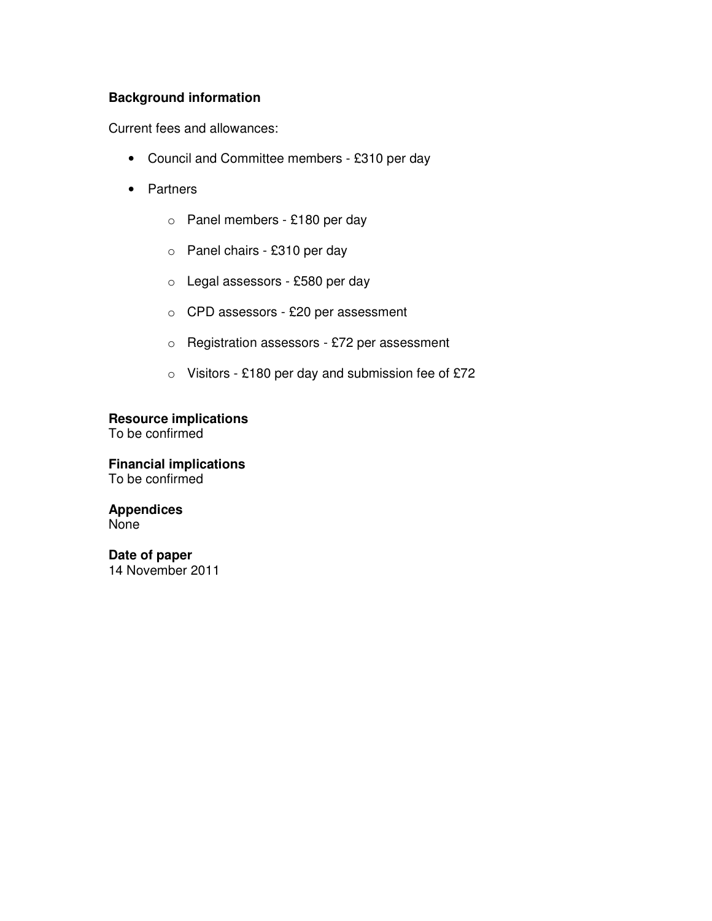**Background information**

Current fees and allowances:

- Council and Committee members - £310 per day
- Partners
  - Panel members - £180 per day
  - Panel chairs - £310 per day
  - Legal assessors - £580 per day
  - CPD assessors - £20 per assessment
  - Registration assessors - £72 per assessment
  - Visitors - £180 per day and submission fee of £72

**Resource implications**
To be confirmed

**Financial implications**
To be confirmed

**Appendices**
None

**Date of paper**
14 November 2011